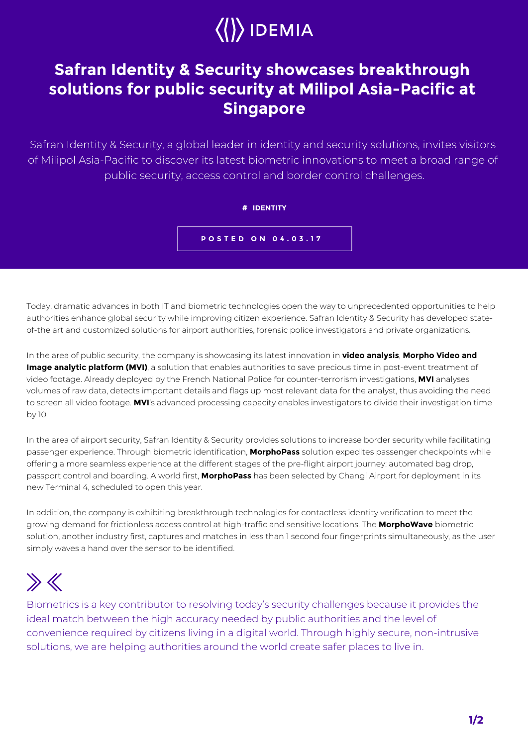IDEMIA

# Safran Identity & Security showcases breakthrough solutions for public security at Milipol Asia-Pacific at Singapore

Safran Identity & Security, a global leader in identity and security solutions, invites visitors of Milipol Asia-Pacific to discover its latest biometric innovations to meet a broad range of public security, access control and border control challenges.

**# IDENTITY**

**POSTED ON 04.03.17**

Today, dramatic advances in both IT and biometric technologies open the way to unprecedented opportunities to help authorities enhance global security while improving citizen experience. Safran Identity & Security has developed state-of-the art and customized solutions for airport authorities, forensic police investigators and private organizations.

In the area of public security, the company is showcasing its latest innovation in **video analysis**, **Morpho Video and Image analytic platform (MVI)**, a solution that enables authorities to save precious time in post-event treatment of video footage. Already deployed by the French National Police for counter-terrorism investigations, **MVI** analyses volumes of raw data, detects important details and flags up most relevant data for the analyst, thus avoiding the need to screen all video footage. **MVI**'s advanced processing capacity enables investigators to divide their investigation time by 10.

In the area of airport security, Safran Identity & Security provides solutions to increase border security while facilitating passenger experience. Through biometric identification, **MorphoPass** solution expedites passenger checkpoints while offering a more seamless experience at the different stages of the pre-flight airport journey: automated bag drop, passport control and boarding. A world first, **MorphoPass** has been selected by Changi Airport for deployment in its new Terminal 4, scheduled to open this year.

In addition, the company is exhibiting breakthrough technologies for contactless identity verification to meet the growing demand for frictionless access control at high-traffic and sensitive locations. The **MorphoWave** biometric solution, another industry first, captures and matches in less than 1 second four fingerprints simultaneously, as the user simply waves a hand over the sensor to be identified.

> Biometrics is a key contributor to resolving today's security challenges because it provides the ideal match between the high accuracy needed by public authorities and the level of convenience required by citizens living in a digital world. Through highly secure, non-intrusive solutions, we are helping authorities around the world create safer places to live in.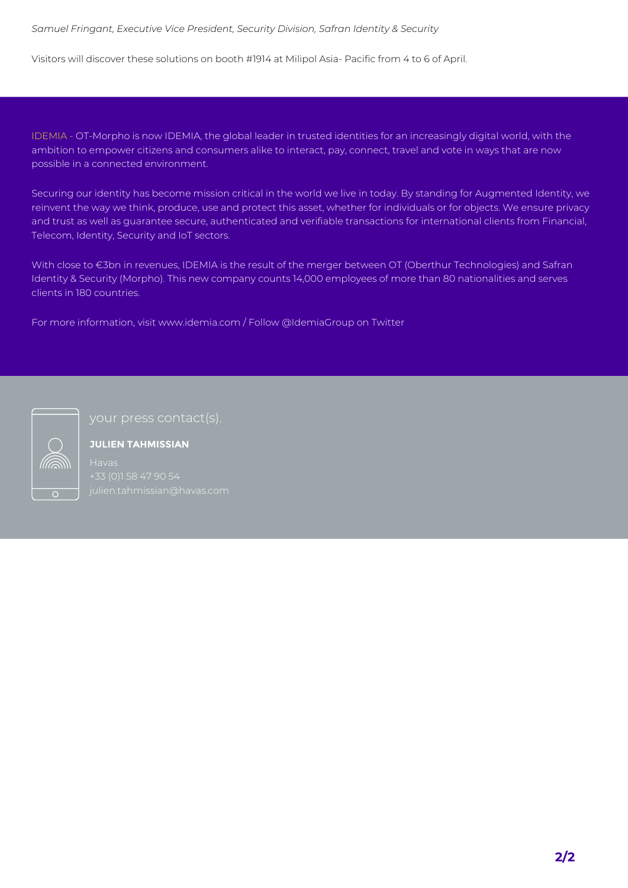*Samuel Fringant, Executive Vice President, Security Division, Safran Identity & Security*

Visitors will discover these solutions on booth #1914 at Milipol Asia- Pacific from 4 to 6 of April.

IDEMIA - OT-Morpho is now IDEMIA, the global leader in trusted identities for an increasingly digital world, with the ambition to empower citizens and consumers alike to interact, pay, connect, travel and vote in ways that are now possible in a connected environment.

Securing our identity has become mission critical in the world we live in today. By standing for Augmented Identity, we reinvent the way we think, produce, use and protect this asset, whether for individuals or for objects. We ensure privacy and trust as well as guarantee secure, authenticated and verifiable transactions for international clients from Financial, Telecom, Identity, Security and IoT sectors.

With close to €3bn in revenues, IDEMIA is the result of the merger between OT (Oberthur Technologies) and Safran Identity & Security (Morpho). This new company counts 14,000 employees of more than 80 nationalities and serves clients in 180 countries.

For more information, visit www.idemia.com / Follow @IdemiaGroup on Twitter

your press contact(s).

**JULIEN TAHMISSIAN**

Havas
+33 (0)1 58 47 90 54
julien.tahmissian@havas.com